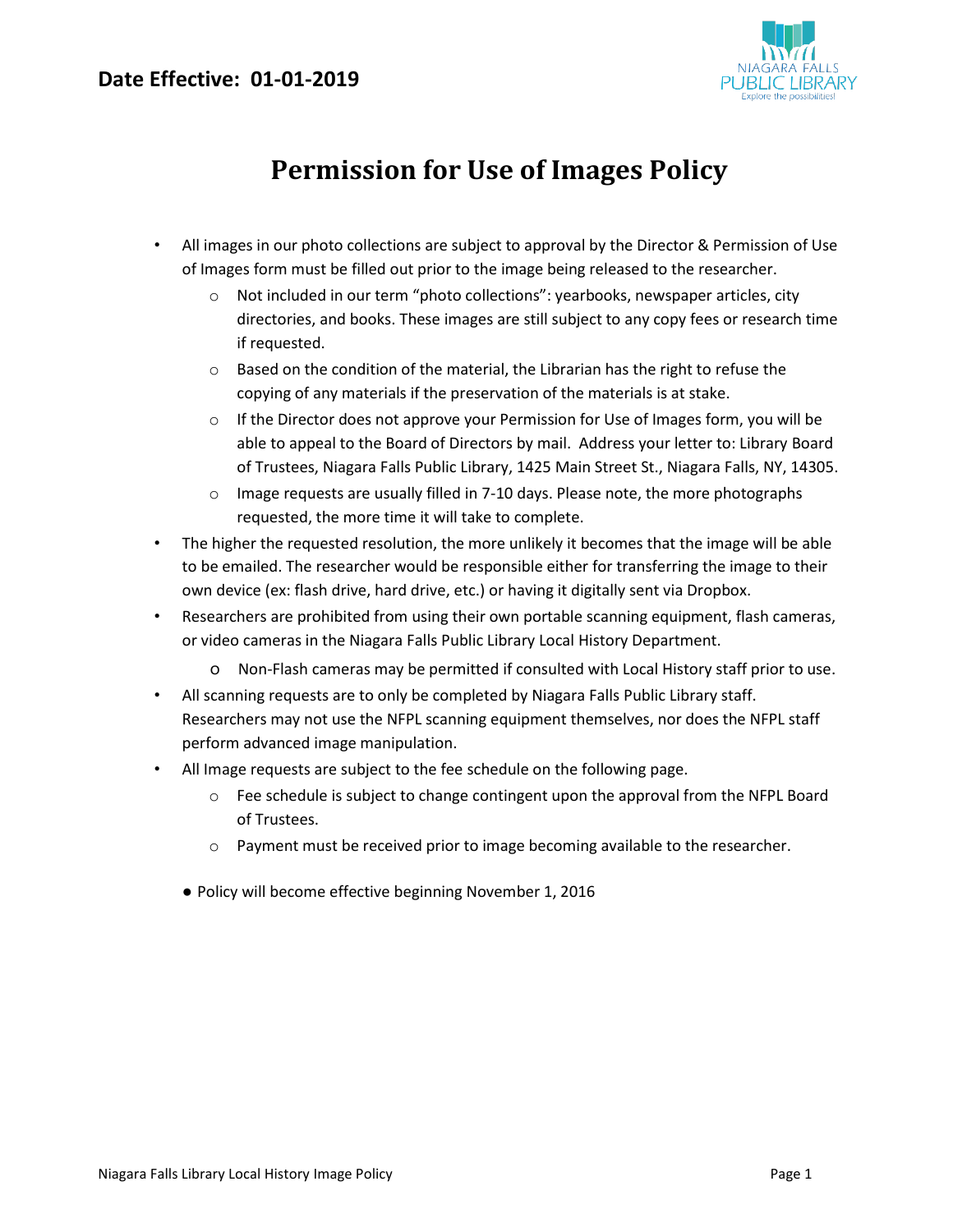**Date Effective: 01-01-2019**

# Permission for Use of Images Policy

- All images in our photo collections are subject to approval by the Director & Permission of Use of Images form must be filled out prior to the image being released to the researcher.
    - Not included in our term "photo collections": yearbooks, newspaper articles, city directories, and books. These images are still subject to any copy fees or research time if requested.
    - Based on the condition of the material, the Librarian has the right to refuse the copying of any materials if the preservation of the materials is at stake.
    - If the Director does not approve your Permission for Use of Images form, you will be able to appeal to the Board of Directors by mail. Address your letter to: Library Board of Trustees, Niagara Falls Public Library, 1425 Main Street St., Niagara Falls, NY, 14305.
    - Image requests are usually filled in 7-10 days. Please note, the more photographs requested, the more time it will take to complete.
- The higher the requested resolution, the more unlikely it becomes that the image will be able to be emailed. The researcher would be responsible either for transferring the image to their own device (ex: flash drive, hard drive, etc.) or having it digitally sent via Dropbox.
- Researchers are prohibited from using their own portable scanning equipment, flash cameras, or video cameras in the Niagara Falls Public Library Local History Department.
    - Non-Flash cameras may be permitted if consulted with Local History staff prior to use.
- All scanning requests are to only be completed by Niagara Falls Public Library staff. Researchers may not use the NFPL scanning equipment themselves, nor does the NFPL staff perform advanced image manipulation.
- All Image requests are subject to the fee schedule on the following page.
    - Fee schedule is subject to change contingent upon the approval from the NFPL Board of Trustees.
    - Payment must be received prior to image becoming available to the researcher.

- Policy will become effective beginning November 1, 2016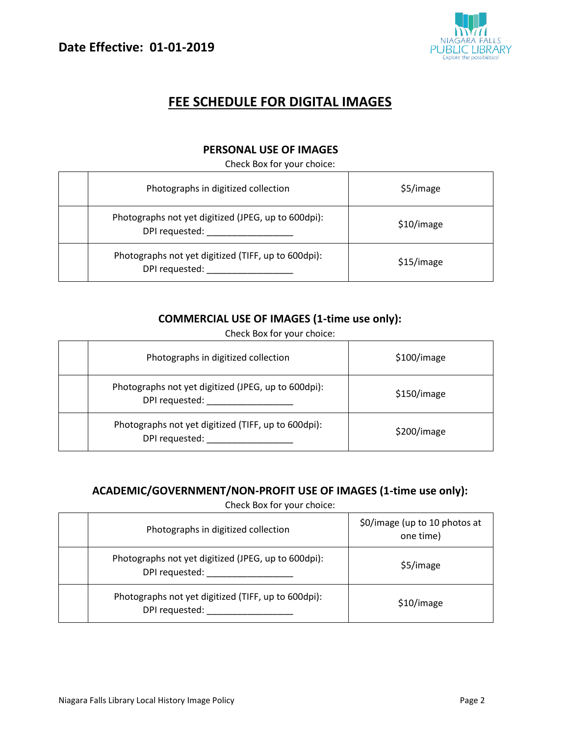**Date Effective: 01-01-2019**

# FEE SCHEDULE FOR DIGITAL IMAGES

## PERSONAL USE OF IMAGES

Check Box for your choice:

| | | |
|---|---|---|
| | Photographs in digitized collection | $5/image |
| | Photographs not yet digitized (JPEG, up to 600dpi): DPI requested: _________________ | $10/image |
| | Photographs not yet digitized (TIFF, up to 600dpi): DPI requested: _________________ | $15/image |

## COMMERCIAL USE OF IMAGES (1-time use only):

Check Box for your choice:

| | | |
|---|---|---|
| | Photographs in digitized collection | $100/image |
| | Photographs not yet digitized (JPEG, up to 600dpi): DPI requested: _________________ | $150/image |
| | Photographs not yet digitized (TIFF, up to 600dpi): DPI requested: _________________ | $200/image |

## ACADEMIC/GOVERNMENT/NON-PROFIT USE OF IMAGES (1-time use only):

Check Box for your choice:

| | | |
|---|---|---|
| | Photographs in digitized collection | $0/image (up to 10 photos at one time) |
| | Photographs not yet digitized (JPEG, up to 600dpi): DPI requested: _________________ | $5/image |
| | Photographs not yet digitized (TIFF, up to 600dpi): DPI requested: _________________ | $10/image |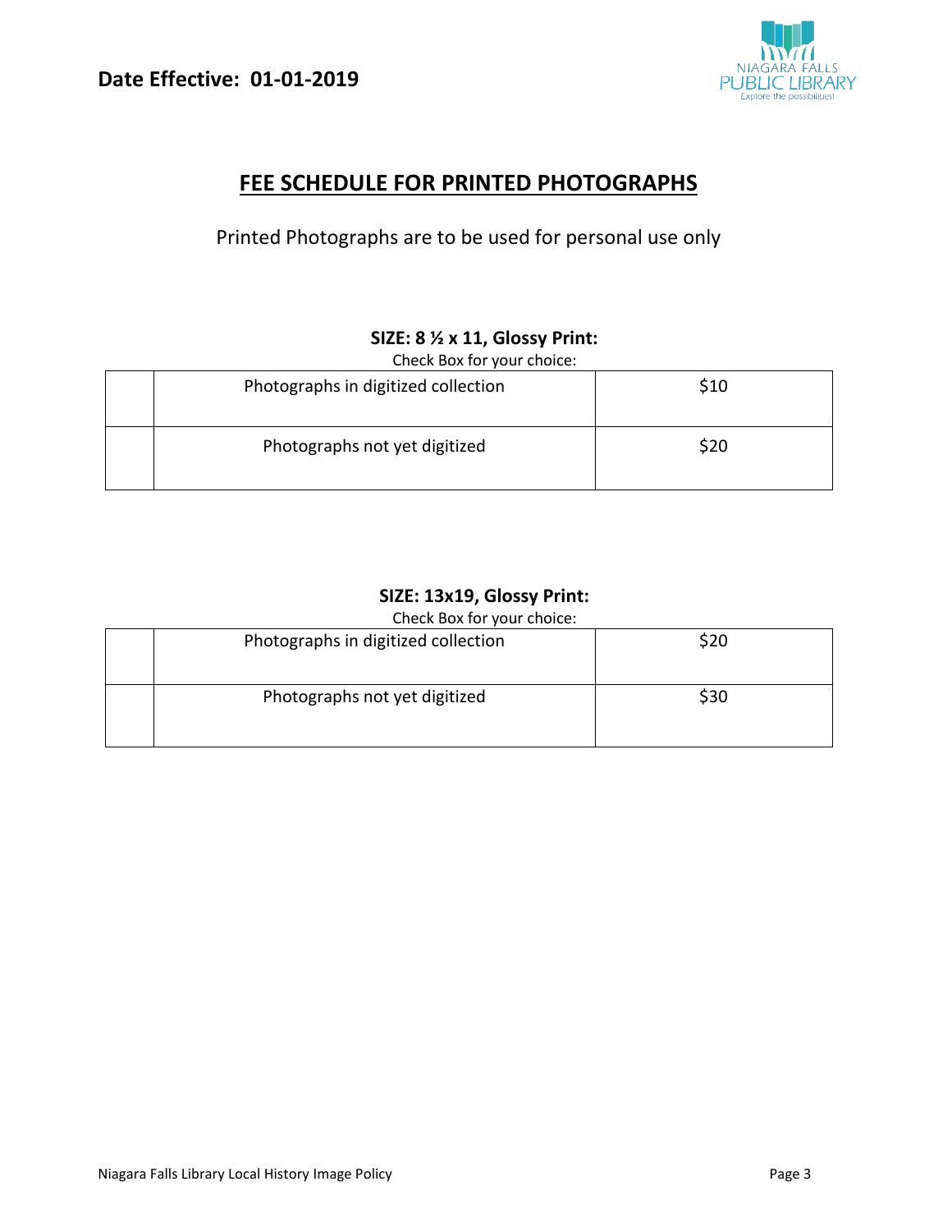**Date Effective: 01-01-2019**

# FEE SCHEDULE FOR PRINTED PHOTOGRAPHS

Printed Photographs are to be used for personal use only

### SIZE: 8 ½ x 11, Glossy Print:

Check Box for your choice:

| | | |
|---|---|---|
| | Photographs in digitized collection | $10 |
| | Photographs not yet digitized | $20 |

### SIZE: 13x19, Glossy Print:

Check Box for your choice:

| | | |
|---|---|---|
| | Photographs in digitized collection | $20 |
| | Photographs not yet digitized | $30 |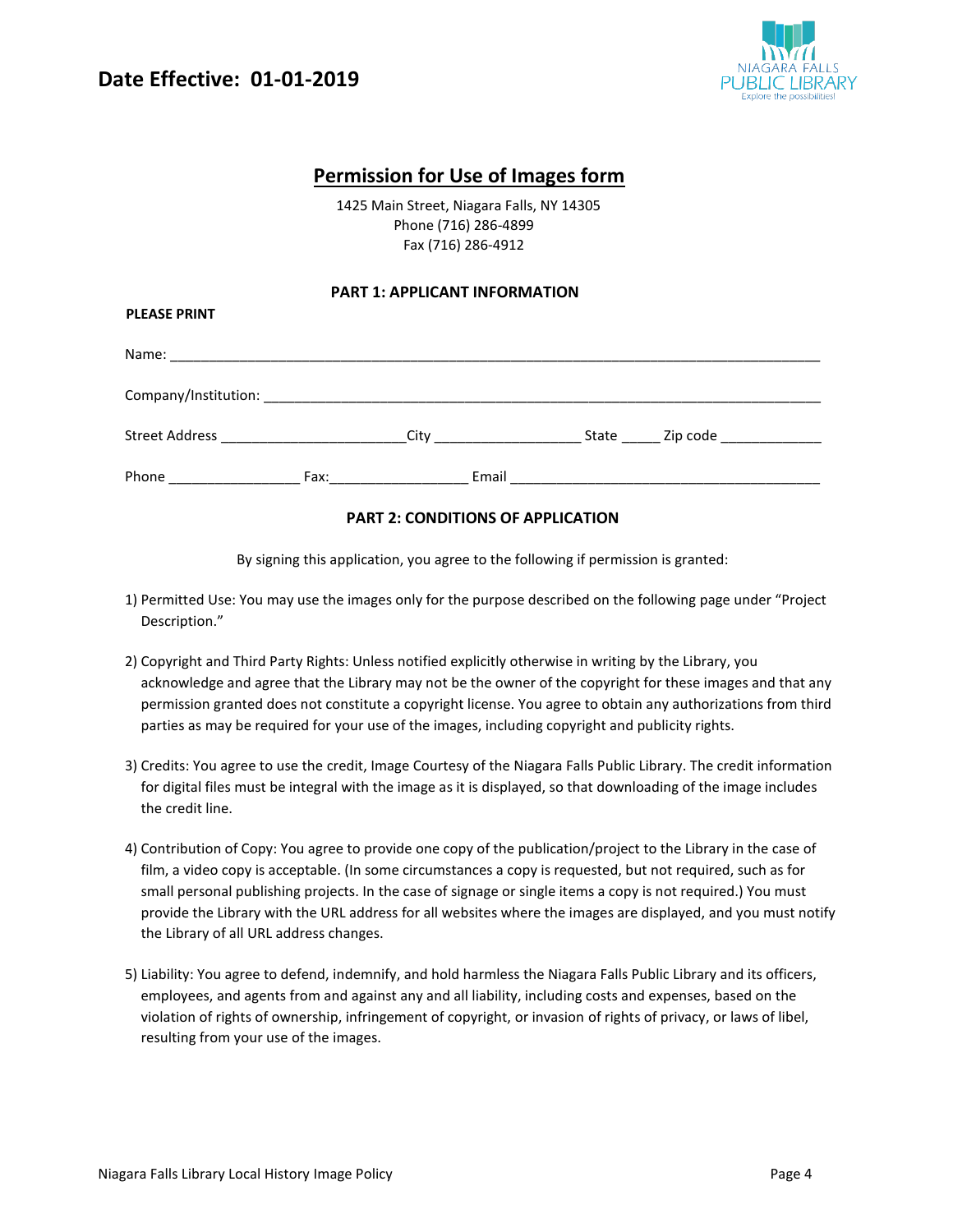**Date Effective: 01-01-2019**

NIAGARA FALLS PUBLIC LIBRARY
Explore the possibilities!

# Permission for Use of Images form

1425 Main Street, Niagara Falls, NY 14305
Phone (716) 286-4899
Fax (716) 286-4912

## PART 1: APPLICANT INFORMATION

**PLEASE PRINT**

Name: ______________________________________________________________________________

Company/Institution: _________________________________________________________________

Street Address _______________________City __________________ State _____ Zip code _____________

Phone ________________ Fax:_________________ Email _________________________________________

## PART 2: CONDITIONS OF APPLICATION

By signing this application, you agree to the following if permission is granted:

1) Permitted Use: You may use the images only for the purpose described on the following page under "Project Description."

2) Copyright and Third Party Rights: Unless notified explicitly otherwise in writing by the Library, you acknowledge and agree that the Library may not be the owner of the copyright for these images and that any permission granted does not constitute a copyright license. You agree to obtain any authorizations from third parties as may be required for your use of the images, including copyright and publicity rights.

3) Credits: You agree to use the credit, Image Courtesy of the Niagara Falls Public Library. The credit information for digital files must be integral with the image as it is displayed, so that downloading of the image includes the credit line.

4) Contribution of Copy: You agree to provide one copy of the publication/project to the Library in the case of film, a video copy is acceptable. (In some circumstances a copy is requested, but not required, such as for small personal publishing projects. In the case of signage or single items a copy is not required.) You must provide the Library with the URL address for all websites where the images are displayed, and you must notify the Library of all URL address changes.

5) Liability: You agree to defend, indemnify, and hold harmless the Niagara Falls Public Library and its officers, employees, and agents from and against any and all liability, including costs and expenses, based on the violation of rights of ownership, infringement of copyright, or invasion of rights of privacy, or laws of libel, resulting from your use of the images.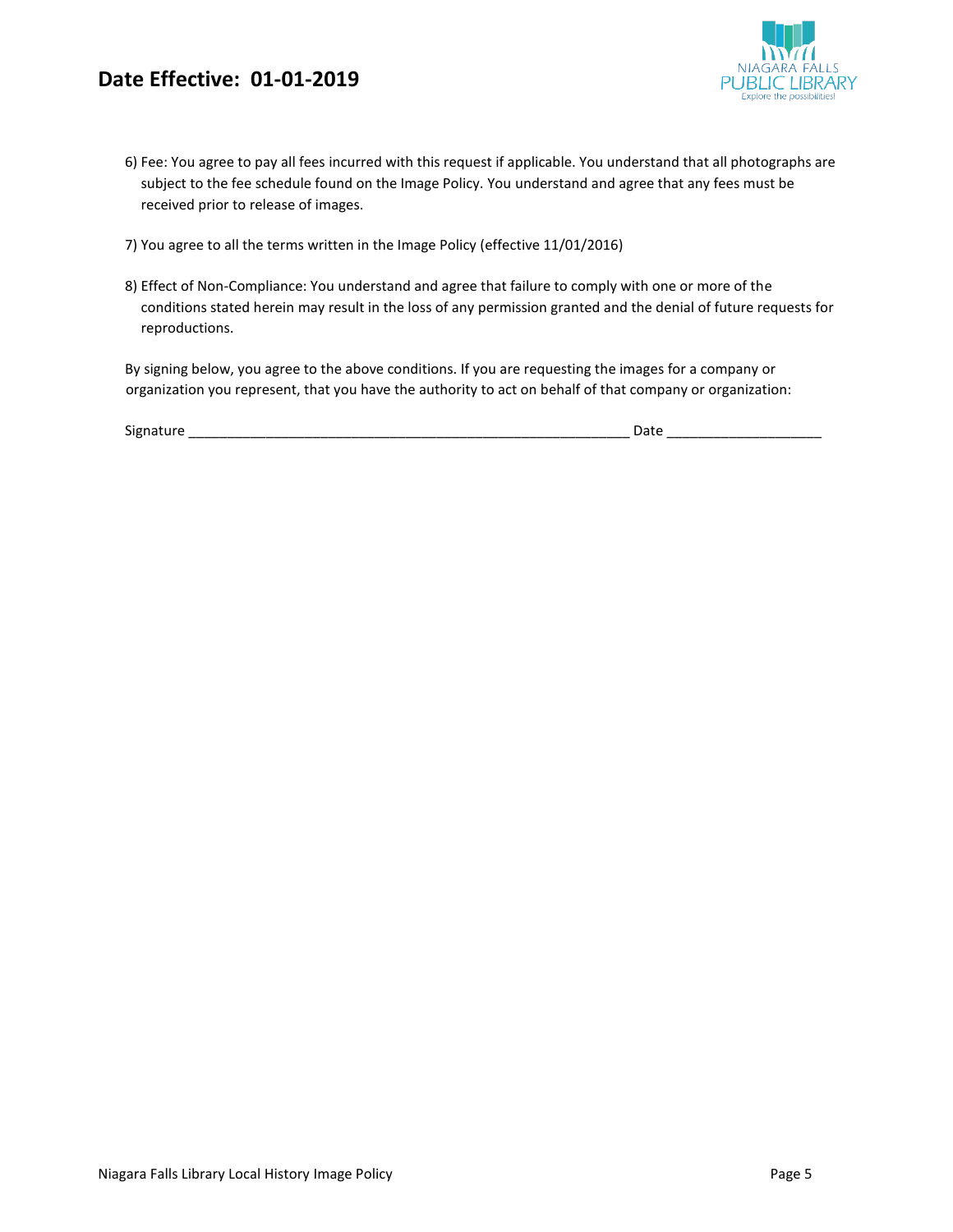6) Fee: You agree to pay all fees incurred with this request if applicable. You understand that all photographs are subject to the fee schedule found on the Image Policy. You understand and agree that any fees must be received prior to release of images.

7) You agree to all the terms written in the Image Policy (effective 11/01/2016)

8) Effect of Non-Compliance: You understand and agree that failure to comply with one or more of the conditions stated herein may result in the loss of any permission granted and the denial of future requests for reproductions.

By signing below, you agree to the above conditions. If you are requesting the images for a company or organization you represent, that you have the authority to act on behalf of that company or organization:

Signature ________________________________________________________ Date ____________________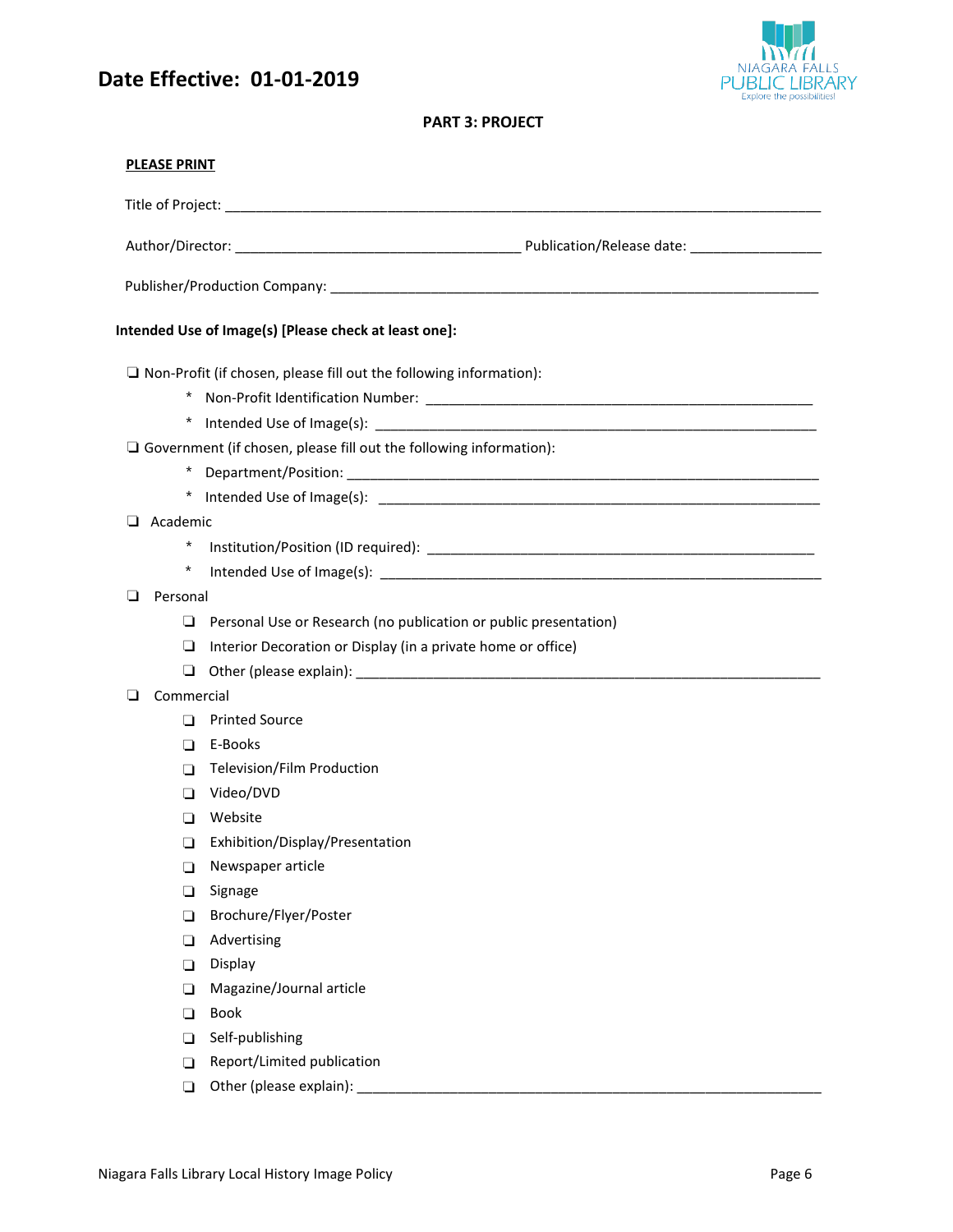**Date Effective: 01-01-2019**

**PART 3: PROJECT**

**PLEASE PRINT**

Title of Project: ___________________________________________________________________________

Author/Director: ___________________________________ Publication/Release date: ________________

Publisher/Production Company: _________________________________________________________________

**Intended Use of Image(s) [Please check at least one]:**

- ❑ Non-Profit (if chosen, please fill out the following information):
  - * Non-Profit Identification Number: ____________________________________________________
  - * Intended Use of Image(s): __________________________________________________________
- ❑ Government (if chosen, please fill out the following information):
  - * Department/Position: _____________________________________________________________
  - * Intended Use of Image(s): __________________________________________________________
- ❑ Academic
  - * Institution/Position (ID required): ___________________________________________________
  - * Intended Use of Image(s): __________________________________________________________
- ❑ Personal
  - ❑ Personal Use or Research (no publication or public presentation)
  - ❑ Interior Decoration or Display (in a private home or office)
  - ❑ Other (please explain): ____________________________________________________________
- ❑ Commercial
  - ❑ Printed Source
  - ❑ E-Books
  - ❑ Television/Film Production
  - ❑ Video/DVD
  - ❑ Website
  - ❑ Exhibition/Display/Presentation
  - ❑ Newspaper article
  - ❑ Signage
  - ❑ Brochure/Flyer/Poster
  - ❑ Advertising
  - ❑ Display
  - ❑ Magazine/Journal article
  - ❑ Book
  - ❑ Self-publishing
  - ❑ Report/Limited publication
  - ❑ Other (please explain): ____________________________________________________________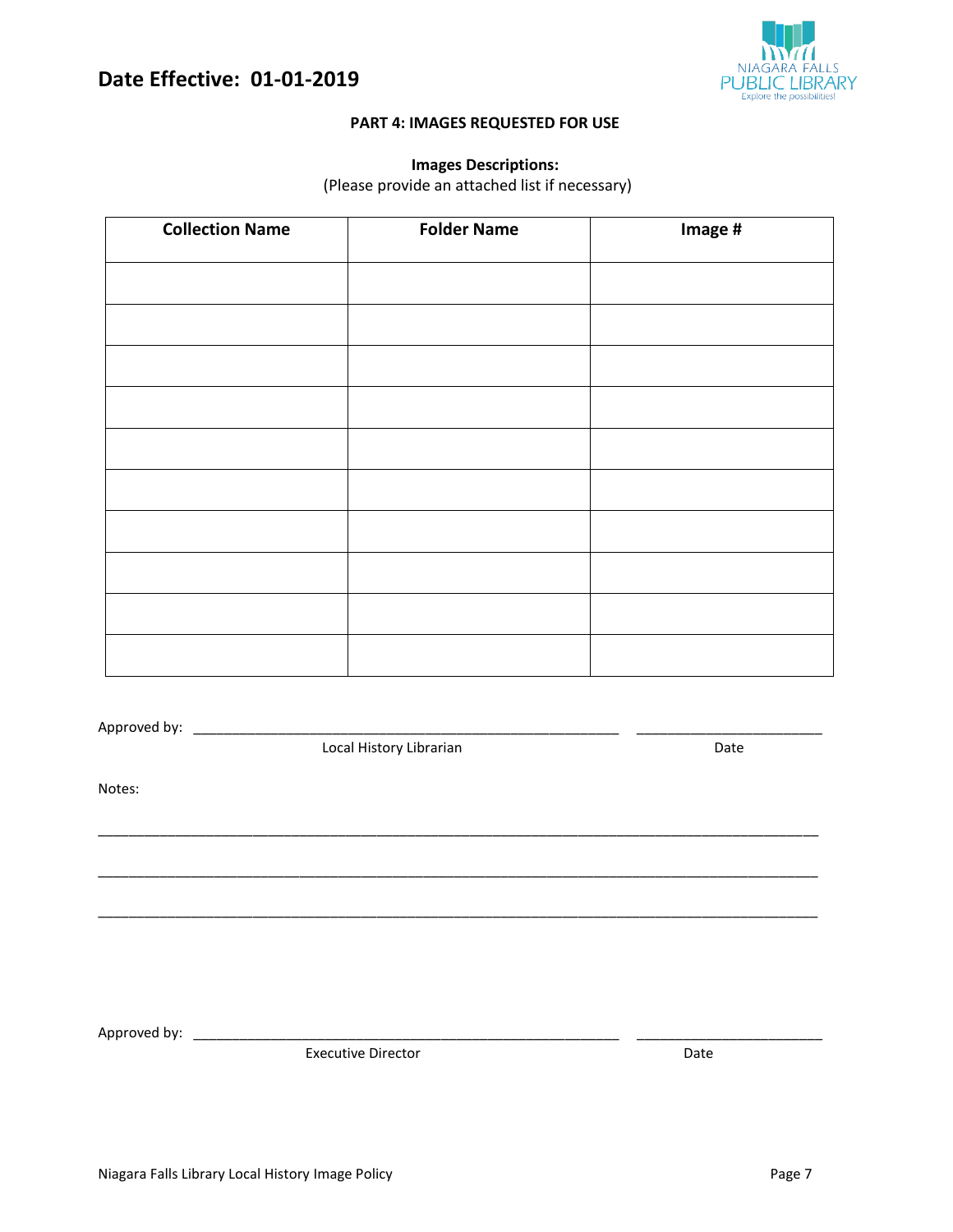Date Effective: 01-01-2019

## PART 4: IMAGES REQUESTED FOR USE

**Images Descriptions:**
(Please provide an attached list if necessary)

| Collection Name | Folder Name | Image # |
|---|---|---|
| | | |
| | | |
| | | |
| | | |
| | | |
| | | |
| | | |
| | | |
| | | |
| | | |

Approved by: \_\_\_\_\_\_\_\_\_\_\_\_\_\_\_\_\_\_\_\_\_\_\_\_\_\_\_\_\_\_\_\_\_\_\_\_\_\_\_\_ \_\_\_\_\_\_\_\_\_\_\_\_\_\_\_\_\_\_\_\_
Local History Librarian Date

Notes:

\_\_\_\_\_\_\_\_\_\_\_\_\_\_\_\_\_\_\_\_\_\_\_\_\_\_\_\_\_\_\_\_\_\_\_\_\_\_\_\_\_\_\_\_\_\_\_\_\_\_\_\_\_\_\_\_\_\_\_\_\_\_\_\_\_\_\_\_\_\_\_\_

\_\_\_\_\_\_\_\_\_\_\_\_\_\_\_\_\_\_\_\_\_\_\_\_\_\_\_\_\_\_\_\_\_\_\_\_\_\_\_\_\_\_\_\_\_\_\_\_\_\_\_\_\_\_\_\_\_\_\_\_\_\_\_\_\_\_\_\_\_\_\_\_

\_\_\_\_\_\_\_\_\_\_\_\_\_\_\_\_\_\_\_\_\_\_\_\_\_\_\_\_\_\_\_\_\_\_\_\_\_\_\_\_\_\_\_\_\_\_\_\_\_\_\_\_\_\_\_\_\_\_\_\_\_\_\_\_\_\_\_\_\_\_\_\_

Approved by: \_\_\_\_\_\_\_\_\_\_\_\_\_\_\_\_\_\_\_\_\_\_\_\_\_\_\_\_\_\_\_\_\_\_\_\_\_\_\_\_ \_\_\_\_\_\_\_\_\_\_\_\_\_\_\_\_\_\_\_\_
Executive Director Date